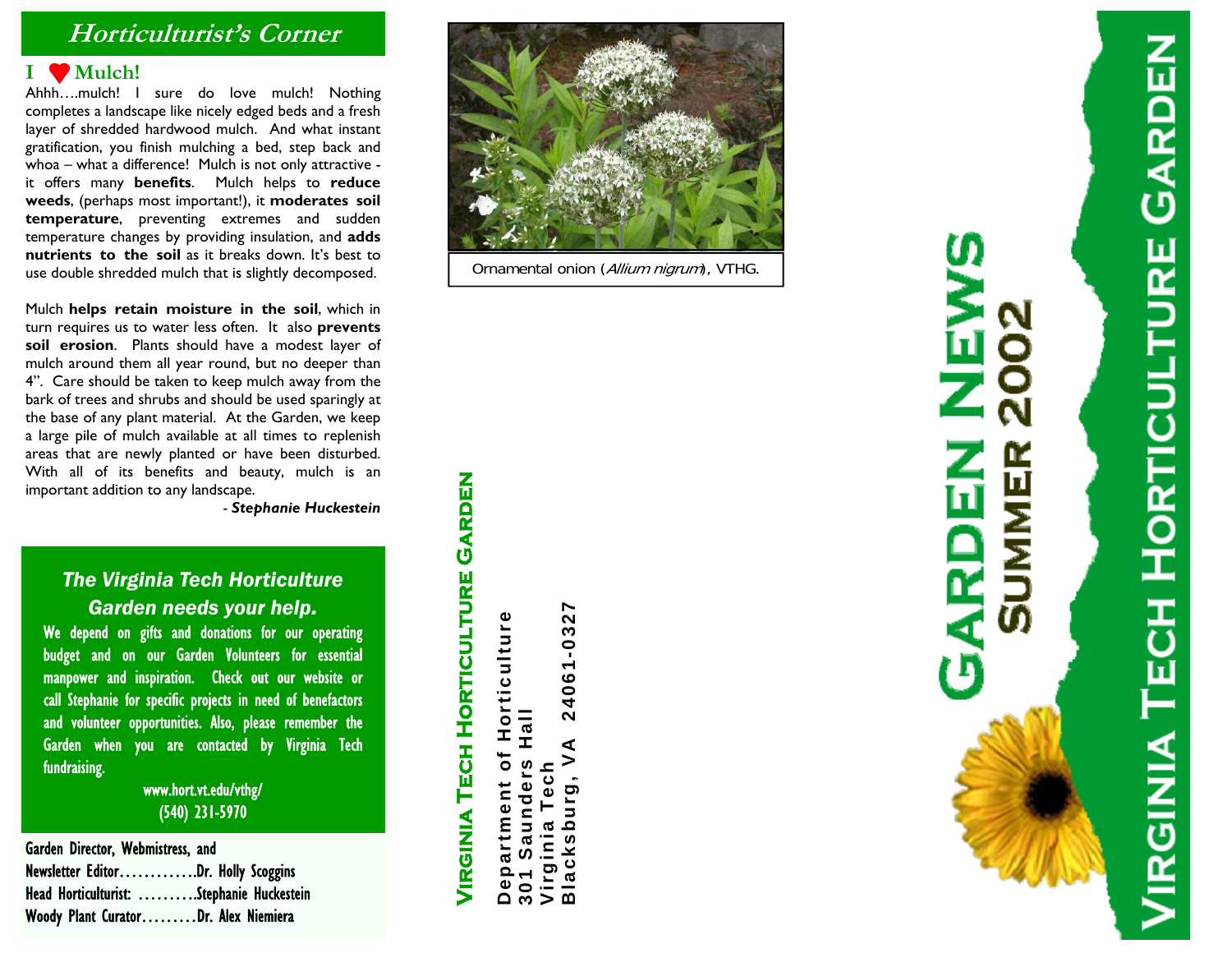## Horticulturist's Corner

### I ♥ Mulch!

Ahhh….mulch! I sure do love mulch! Nothing completes a landscape like nicely edged beds and a fresh layer of shredded hardwood mulch. And what instant gratification, you finish mulching a bed, step back and whoa – what a difference! Mulch is not only attractive - it offers many **benefits**. Mulch helps to **reduce weeds**, (perhaps most important!), it **moderates soil temperature**, preventing extremes and sudden temperature changes by providing insulation, and **adds nutrients to the soil** as it breaks down. It's best to use double shredded mulch that is slightly decomposed.

Mulch **helps retain moisture in the soil**, which in turn requires us to water less often. It also **prevents soil erosion**. Plants should have a modest layer of mulch around them all year round, but no deeper than 4". Care should be taken to keep mulch away from the bark of trees and shrubs and should be used sparingly at the base of any plant material. At the Garden, we keep a large pile of mulch available at all times to replenish areas that are newly planted or have been disturbed. With all of its benefits and beauty, mulch is an important addition to any landscape.

- ***Stephanie Huckestein***

### *The Virginia Tech Horticulture Garden needs your help.*

**We depend on gifts and donations for our operating budget and on our Garden Volunteers for essential manpower and inspiration. Check out our website or call Stephanie for specific projects in need of benefactors and volunteer opportunities. Also, please remember the Garden when you are contacted by Virginia Tech fundraising.**

**www.hort.vt.edu/vthg/**
**(540) 231-5970**

Garden Director, Webmistress, and Newsletter Editor…………Dr. Holly Scoggins
Head Horticulturist: ……….Stephanie Huckestein
Woody Plant Curator………Dr. Alex Niemiera

Ornamental onion (*Allium nigrum*), VTHG.

**Virginia Tech Horticulture Garden**

**Department of Horticulture**
**301 Saunders Hall**
**Virginia Tech**
**Blacksburg, VA 24061-0327**

# Garden News
## Summer 2002

## Virginia Tech Horticulture Garden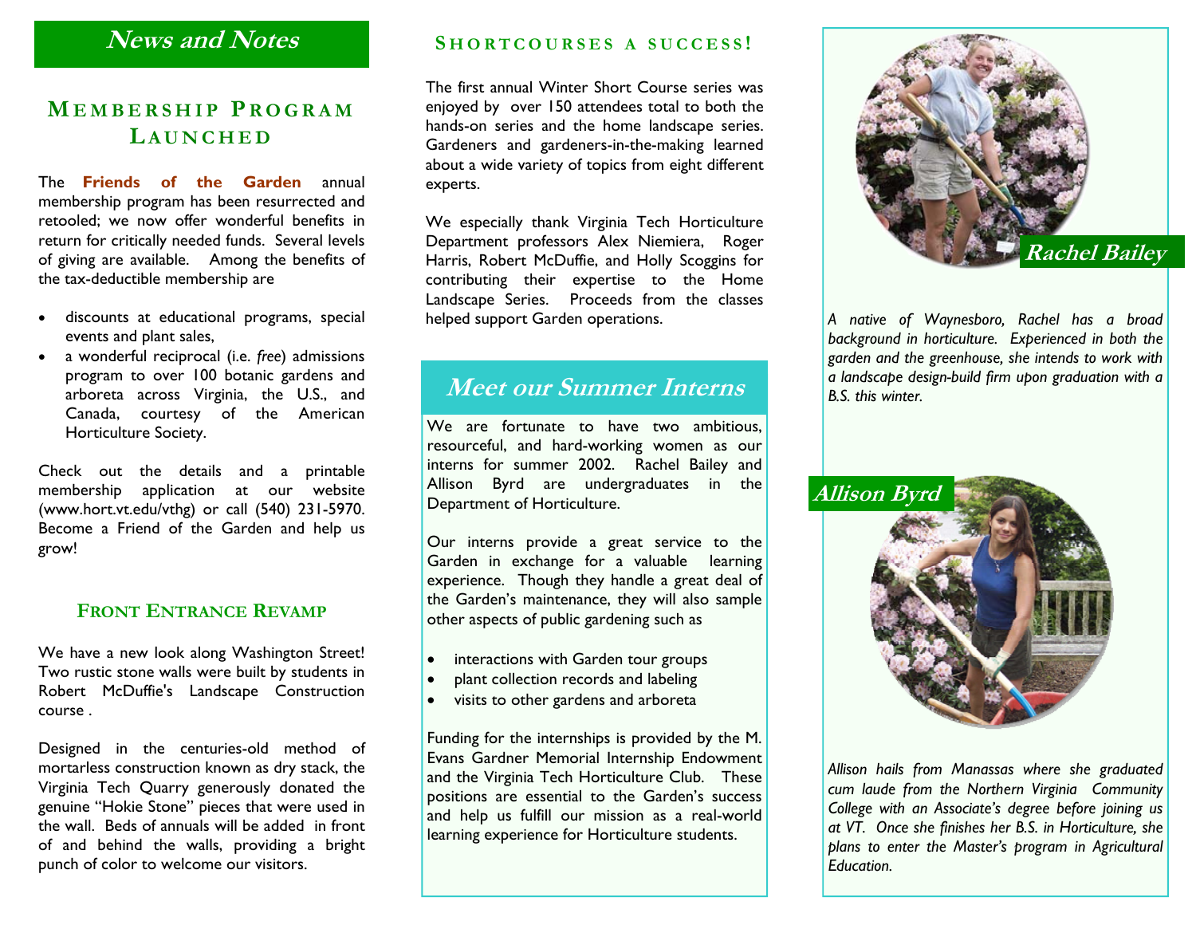# News and Notes

## Membership Program Launched

The **Friends of the Garden** annual membership program has been resurrected and retooled; we now offer wonderful benefits in return for critically needed funds. Several levels of giving are available. Among the benefits of the tax-deductible membership are

- discounts at educational programs, special events and plant sales,
- a wonderful reciprocal (i.e. *free*) admissions program to over 100 botanic gardens and arboreta across Virginia, the U.S., and Canada, courtesy of the American Horticulture Society.

Check out the details and a printable membership application at our website (www.hort.vt.edu/vthg) or call (540) 231-5970. Become a Friend of the Garden and help us grow!

## Front Entrance Revamp

We have a new look along Washington Street! Two rustic stone walls were built by students in Robert McDuffie's Landscape Construction course .

Designed in the centuries-old method of mortarless construction known as dry stack, the Virginia Tech Quarry generously donated the genuine "Hokie Stone" pieces that were used in the wall. Beds of annuals will be added in front of and behind the walls, providing a bright punch of color to welcome our visitors.

## Shortcourses a success!

The first annual Winter Short Course series was enjoyed by over 150 attendees total to both the hands-on series and the home landscape series. Gardeners and gardeners-in-the-making learned about a wide variety of topics from eight different experts.

We especially thank Virginia Tech Horticulture Department professors Alex Niemiera, Roger Harris, Robert McDuffie, and Holly Scoggins for contributing their expertise to the Home Landscape Series. Proceeds from the classes helped support Garden operations.

## Meet our Summer Interns

We are fortunate to have two ambitious, resourceful, and hard-working women as our interns for summer 2002. Rachel Bailey and Allison Byrd are undergraduates in the Department of Horticulture.

Our interns provide a great service to the Garden in exchange for a valuable learning experience. Though they handle a great deal of the Garden's maintenance, they will also sample other aspects of public gardening such as

- interactions with Garden tour groups
- plant collection records and labeling
- visits to other gardens and arboreta

Funding for the internships is provided by the M. Evans Gardner Memorial Internship Endowment and the Virginia Tech Horticulture Club. These positions are essential to the Garden's success and help us fulfill our mission as a real-world learning experience for Horticulture students.

### Rachel Bailey

*A native of Waynesboro, Rachel has a broad background in horticulture. Experienced in both the garden and the greenhouse, she intends to work with a landscape design-build firm upon graduation with a B.S. this winter.*

### Allison Byrd

*Allison hails from Manassas where she graduated cum laude from the Northern Virginia Community College with an Associate's degree before joining us at VT. Once she finishes her B.S. in Horticulture, she plans to enter the Master's program in Agricultural Education.*